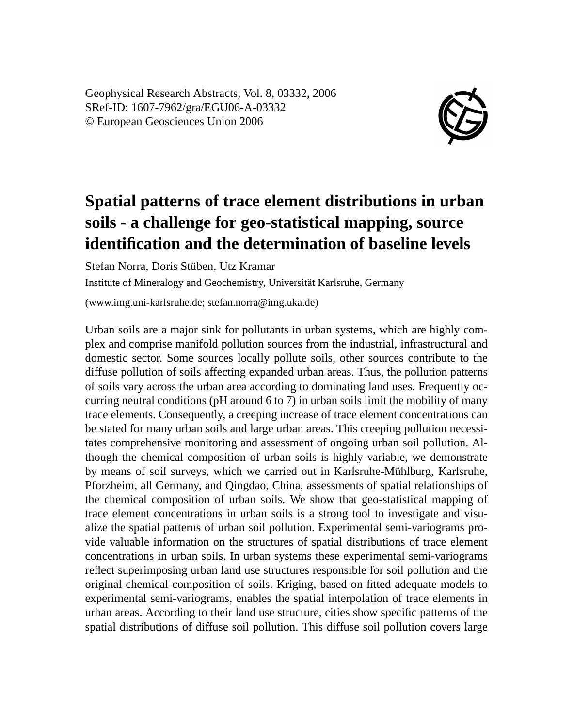Geophysical Research Abstracts, Vol. 8, 03332, 2006
SRef-ID: 1607-7962/gra/EGU06-A-03332
© European Geosciences Union 2006

# Spatial patterns of trace element distributions in urban soils - a challenge for geo-statistical mapping, source identification and the determination of baseline levels

Stefan Norra, Doris Stüben, Utz Kramar

Institute of Mineralogy and Geochemistry, Universität Karlsruhe, Germany

(www.img.uni-karlsruhe.de; stefan.norra@img.uka.de)

Urban soils are a major sink for pollutants in urban systems, which are highly complex and comprise manifold pollution sources from the industrial, infrastructural and domestic sector. Some sources locally pollute soils, other sources contribute to the diffuse pollution of soils affecting expanded urban areas. Thus, the pollution patterns of soils vary across the urban area according to dominating land uses. Frequently occurring neutral conditions (pH around 6 to 7) in urban soils limit the mobility of many trace elements. Consequently, a creeping increase of trace element concentrations can be stated for many urban soils and large urban areas. This creeping pollution necessitates comprehensive monitoring and assessment of ongoing urban soil pollution. Although the chemical composition of urban soils is highly variable, we demonstrate by means of soil surveys, which we carried out in Karlsruhe-Mühlburg, Karlsruhe, Pforzheim, all Germany, and Qingdao, China, assessments of spatial relationships of the chemical composition of urban soils. We show that geo-statistical mapping of trace element concentrations in urban soils is a strong tool to investigate and visualize the spatial patterns of urban soil pollution. Experimental semi-variograms provide valuable information on the structures of spatial distributions of trace element concentrations in urban soils. In urban systems these experimental semi-variograms reflect superimposing urban land use structures responsible for soil pollution and the original chemical composition of soils. Kriging, based on fitted adequate models to experimental semi-variograms, enables the spatial interpolation of trace elements in urban areas. According to their land use structure, cities show specific patterns of the spatial distributions of diffuse soil pollution. This diffuse soil pollution covers large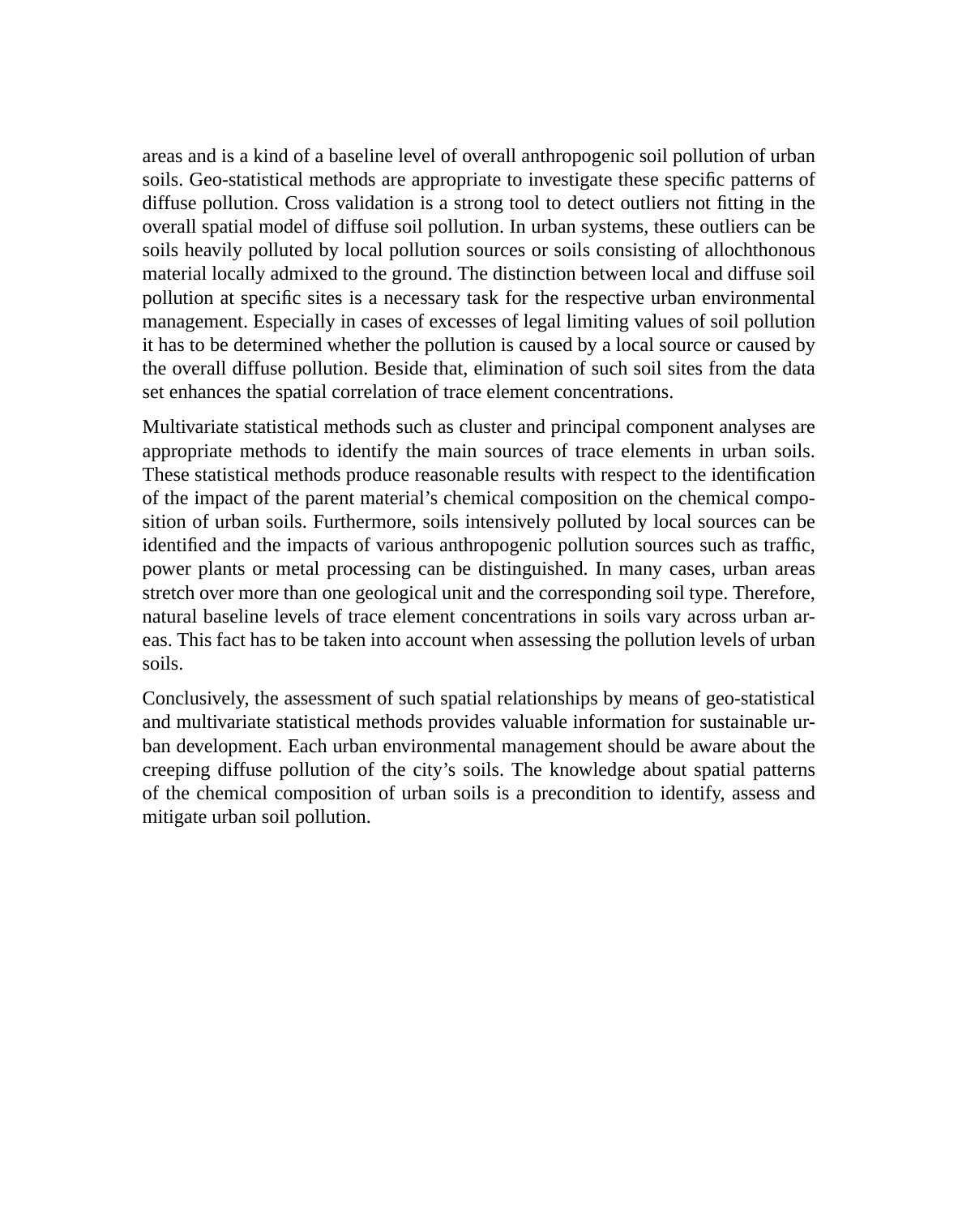areas and is a kind of a baseline level of overall anthropogenic soil pollution of urban soils. Geo-statistical methods are appropriate to investigate these specific patterns of diffuse pollution. Cross validation is a strong tool to detect outliers not fitting in the overall spatial model of diffuse soil pollution. In urban systems, these outliers can be soils heavily polluted by local pollution sources or soils consisting of allochthonous material locally admixed to the ground. The distinction between local and diffuse soil pollution at specific sites is a necessary task for the respective urban environmental management. Especially in cases of excesses of legal limiting values of soil pollution it has to be determined whether the pollution is caused by a local source or caused by the overall diffuse pollution. Beside that, elimination of such soil sites from the data set enhances the spatial correlation of trace element concentrations.

Multivariate statistical methods such as cluster and principal component analyses are appropriate methods to identify the main sources of trace elements in urban soils. These statistical methods produce reasonable results with respect to the identification of the impact of the parent material's chemical composition on the chemical composition of urban soils. Furthermore, soils intensively polluted by local sources can be identified and the impacts of various anthropogenic pollution sources such as traffic, power plants or metal processing can be distinguished. In many cases, urban areas stretch over more than one geological unit and the corresponding soil type. Therefore, natural baseline levels of trace element concentrations in soils vary across urban areas. This fact has to be taken into account when assessing the pollution levels of urban soils.

Conclusively, the assessment of such spatial relationships by means of geo-statistical and multivariate statistical methods provides valuable information for sustainable urban development. Each urban environmental management should be aware about the creeping diffuse pollution of the city's soils. The knowledge about spatial patterns of the chemical composition of urban soils is a precondition to identify, assess and mitigate urban soil pollution.